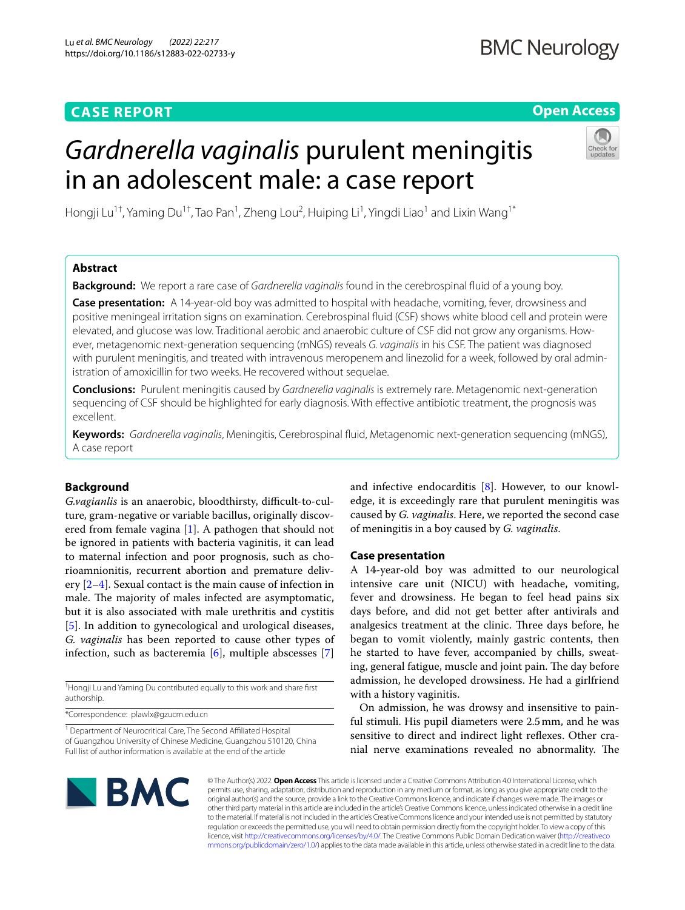CASE REPORT

Open Access

# *Gardnerella vaginalis* purulent meningitis in an adolescent male: a case report

Hongji Lu[1†], Yaming Du[1†], Tao Pan[1], Zheng Lou[2], Huiping Li[1], Yingdi Liao[1] and Lixin Wang[1*]

## Abstract

**Background:** We report a rare case of *Gardnerella vaginalis* found in the cerebrospinal fluid of a young boy.

**Case presentation:** A 14-year-old boy was admitted to hospital with headache, vomiting, fever, drowsiness and positive meningeal irritation signs on examination. Cerebrospinal fluid (CSF) shows white blood cell and protein were elevated, and glucose was low. Traditional aerobic and anaerobic culture of CSF did not grow any organisms. However, metagenomic next-generation sequencing (mNGS) reveals *G. vaginalis* in his CSF. The patient was diagnosed with purulent meningitis, and treated with intravenous meropenem and linezolid for a week, followed by oral administration of amoxicillin for two weeks. He recovered without sequelae.

**Conclusions:** Purulent meningitis caused by *Gardnerella vaginalis* is extremely rare. Metagenomic next-generation sequencing of CSF should be highlighted for early diagnosis. With effective antibiotic treatment, the prognosis was excellent.

**Keywords:** *Gardnerella vaginalis*, Meningitis, Cerebrospinal fluid, Metagenomic next-generation sequencing (mNGS), A case report

## Background

*G.vagianlis* is an anaerobic, bloodthirsty, difficult-to-culture, gram-negative or variable bacillus, originally discovered from female vagina [1]. A pathogen that should not be ignored in patients with bacteria vaginitis, it can lead to maternal infection and poor prognosis, such as chorioamnionitis, recurrent abortion and premature delivery [2–4]. Sexual contact is the main cause of infection in male. The majority of males infected are asymptomatic, but it is also associated with male urethritis and cystitis [5]. In addition to gynecological and urological diseases, *G. vaginalis* has been reported to cause other types of infection, such as bacteremia [6], multiple abscesses [7] and infective endocarditis [8]. However, to our knowledge, it is exceedingly rare that purulent meningitis was caused by *G. vaginalis*. Here, we reported the second case of meningitis in a boy caused by *G. vaginalis*.

## Case presentation

A 14-year-old boy was admitted to our neurological intensive care unit (NICU) with headache, vomiting, fever and drowsiness. He began to feel head pains six days before, and did not get better after antivirals and analgesics treatment at the clinic. Three days before, he began to vomit violently, mainly gastric contents, then he started to have fever, accompanied by chills, sweating, general fatigue, muscle and joint pain. The day before admission, he developed drowsiness. He had a girlfriend with a history vaginitis.

On admission, he was drowsy and insensitive to painful stimuli. His pupil diameters were 2.5 mm, and he was sensitive to direct and indirect light reflexes. Other cranial nerve examinations revealed no abnormality. The

†Hongji Lu and Yaming Du contributed equally to this work and share first authorship.

*Correspondence: plawlx@gzucm.edu.cn

[1] Department of Neurocritical Care, The Second Affiliated Hospital of Guangzhou University of Chinese Medicine, Guangzhou 510120, China
Full list of author information is available at the end of the article

© The Author(s) 2022. **Open Access** This article is licensed under a Creative Commons Attribution 4.0 International License, which permits use, sharing, adaptation, distribution and reproduction in any medium or format, as long as you give appropriate credit to the original author(s) and the source, provide a link to the Creative Commons licence, and indicate if changes were made. The images or other third party material in this article are included in the article's Creative Commons licence, unless indicated otherwise in a credit line to the material. If material is not included in the article's Creative Commons licence and your intended use is not permitted by statutory regulation or exceeds the permitted use, you will need to obtain permission directly from the copyright holder. To view a copy of this licence, visit http://creativecommons.org/licenses/by/4.0/. The Creative Commons Public Domain Dedication waiver (http://creativecommons.org/publicdomain/zero/1.0/) applies to the data made available in this article, unless otherwise stated in a credit line to the data.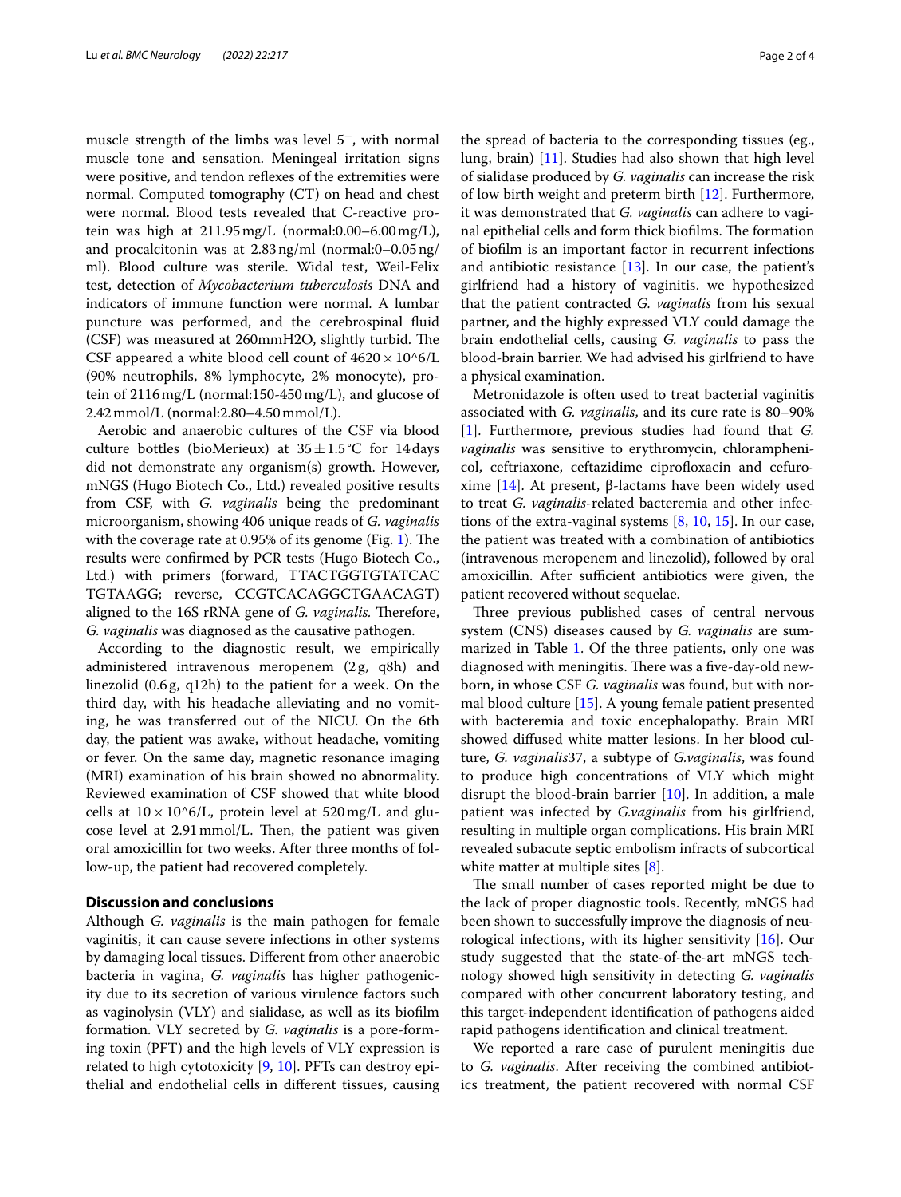muscle strength of the limbs was level 5⁻, with normal muscle tone and sensation. Meningeal irritation signs were positive, and tendon reflexes of the extremities were normal. Computed tomography (CT) on head and chest were normal. Blood tests revealed that C-reactive protein was high at 211.95 mg/L (normal:0.00–6.00 mg/L), and procalcitonin was at 2.83 ng/ml (normal:0–0.05 ng/ml). Blood culture was sterile. Widal test, Weil-Felix test, detection of *Mycobacterium tuberculosis* DNA and indicators of immune function were normal. A lumbar puncture was performed, and the cerebrospinal fluid (CSF) was measured at 260mmH2O, slightly turbid. The CSF appeared a white blood cell count of $4620 \times 10^{6}$/L (90% neutrophils, 8% lymphocyte, 2% monocyte), protein of 2116 mg/L (normal:150-450 mg/L), and glucose of 2.42 mmol/L (normal:2.80–4.50 mmol/L).

Aerobic and anaerobic cultures of the CSF via blood culture bottles (bioMerieux) at $35 \pm 1.5$ °C for 14 days did not demonstrate any organism(s) growth. However, mNGS (Hugo Biotech Co., Ltd.) revealed positive results from CSF, with *G. vaginalis* being the predominant microorganism, showing 406 unique reads of *G. vaginalis* with the coverage rate at 0.95% of its genome (Fig. 1). The results were confirmed by PCR tests (Hugo Biotech Co., Ltd.) with primers (forward, TTACTGGTGTATCAC TGTAAGG; reverse, CCGTCACAGGCTGAACAGT) aligned to the 16S rRNA gene of *G. vaginalis*. Therefore, *G. vaginalis* was diagnosed as the causative pathogen.

According to the diagnostic result, we empirically administered intravenous meropenem (2 g, q8h) and linezolid (0.6 g, q12h) to the patient for a week. On the third day, with his headache alleviating and no vomiting, he was transferred out of the NICU. On the 6th day, the patient was awake, without headache, vomiting or fever. On the same day, magnetic resonance imaging (MRI) examination of his brain showed no abnormality. Reviewed examination of CSF showed that white blood cells at $10 \times 10^{6}$/L, protein level at 520 mg/L and glucose level at 2.91 mmol/L. Then, the patient was given oral amoxicillin for two weeks. After three months of follow-up, the patient had recovered completely.

## Discussion and conclusions

Although *G. vaginalis* is the main pathogen for female vaginitis, it can cause severe infections in other systems by damaging local tissues. Different from other anaerobic bacteria in vagina, *G. vaginalis* has higher pathogenicity due to its secretion of various virulence factors such as vaginolysin (VLY) and sialidase, as well as its biofilm formation. VLY secreted by *G. vaginalis* is a pore-forming toxin (PFT) and the high levels of VLY expression is related to high cytotoxicity [9, 10]. PFTs can destroy epithelial and endothelial cells in different tissues, causing the spread of bacteria to the corresponding tissues (eg., lung, brain) [11]. Studies had also shown that high level of sialidase produced by *G. vaginalis* can increase the risk of low birth weight and preterm birth [12]. Furthermore, it was demonstrated that *G. vaginalis* can adhere to vaginal epithelial cells and form thick biofilms. The formation of biofilm is an important factor in recurrent infections and antibiotic resistance [13]. In our case, the patient's girlfriend had a history of vaginitis. we hypothesized that the patient contracted *G. vaginalis* from his sexual partner, and the highly expressed VLY could damage the brain endothelial cells, causing *G. vaginalis* to pass the blood-brain barrier. We had advised his girlfriend to have a physical examination.

Metronidazole is often used to treat bacterial vaginitis associated with *G. vaginalis*, and its cure rate is 80–90% [1]. Furthermore, previous studies had found that *G. vaginalis* was sensitive to erythromycin, chloramphenicol, ceftriaxone, ceftazidime ciprofloxacin and cefuroxime [14]. At present, β-lactams have been widely used to treat *G. vaginalis*-related bacteremia and other infections of the extra-vaginal systems [8, 10, 15]. In our case, the patient was treated with a combination of antibiotics (intravenous meropenem and linezolid), followed by oral amoxicillin. After sufficient antibiotics were given, the patient recovered without sequelae.

Three previous published cases of central nervous system (CNS) diseases caused by *G. vaginalis* are summarized in Table 1. Of the three patients, only one was diagnosed with meningitis. There was a five-day-old newborn, in whose CSF *G. vaginalis* was found, but with normal blood culture [15]. A young female patient presented with bacteremia and toxic encephalopathy. Brain MRI showed diffused white matter lesions. In her blood culture, *G. vaginalis*37, a subtype of *G.vaginalis*, was found to produce high concentrations of VLY which might disrupt the blood-brain barrier [10]. In addition, a male patient was infected by *G.vaginalis* from his girlfriend, resulting in multiple organ complications. His brain MRI revealed subacute septic embolism infracts of subcortical white matter at multiple sites [8].

The small number of cases reported might be due to the lack of proper diagnostic tools. Recently, mNGS had been shown to successfully improve the diagnosis of neurological infections, with its higher sensitivity [16]. Our study suggested that the state-of-the-art mNGS technology showed high sensitivity in detecting *G. vaginalis* compared with other concurrent laboratory testing, and this target-independent identification of pathogens aided rapid pathogens identification and clinical treatment.

We reported a rare case of purulent meningitis due to *G. vaginalis*. After receiving the combined antibiotics treatment, the patient recovered with normal CSF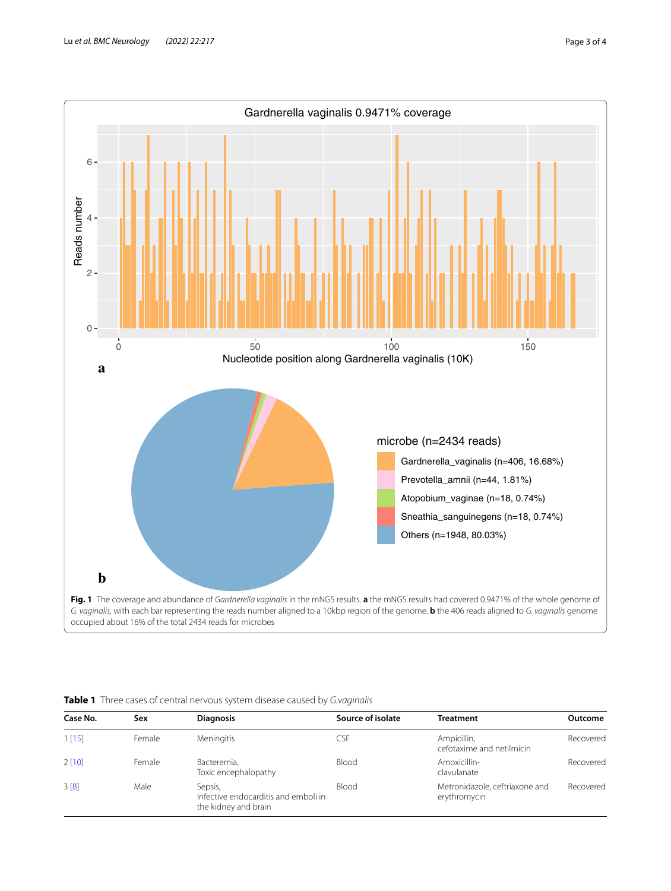**Fig. 1** The coverage and abundance of *Gardnerella vaginalis* in the mNGS results. **a** the mNGS results had covered 0.9471% of the whole genome of *G. vaginalis*, with each bar representing the reads number aligned to a 10kbp region of the genome. **b** the 406 reads aligned to *G. vaginalis* genome occupied about 16% of the total 2434 reads for microbes

**Table 1** Three cases of central nervous system disease caused by *G.vaginalis*

| Case No. | Sex | Diagnosis | Source of isolate | Treatment | Outcome |
|---|---|---|---|---|---|
| 1 [15] | Female | Meningitis | CSF | Ampicillin, cefotaxime and netilmicin | Recovered |
| 2 [10] | Female | Bacteremia, Toxic encephalopathy | Blood | Amoxicillin-clavulanate | Recovered |
| 3 [8] | Male | Sepsis, Infective endocarditis and emboli in the kidney and brain | Blood | Metronidazole, ceftriaxone and erythromycin | Recovered |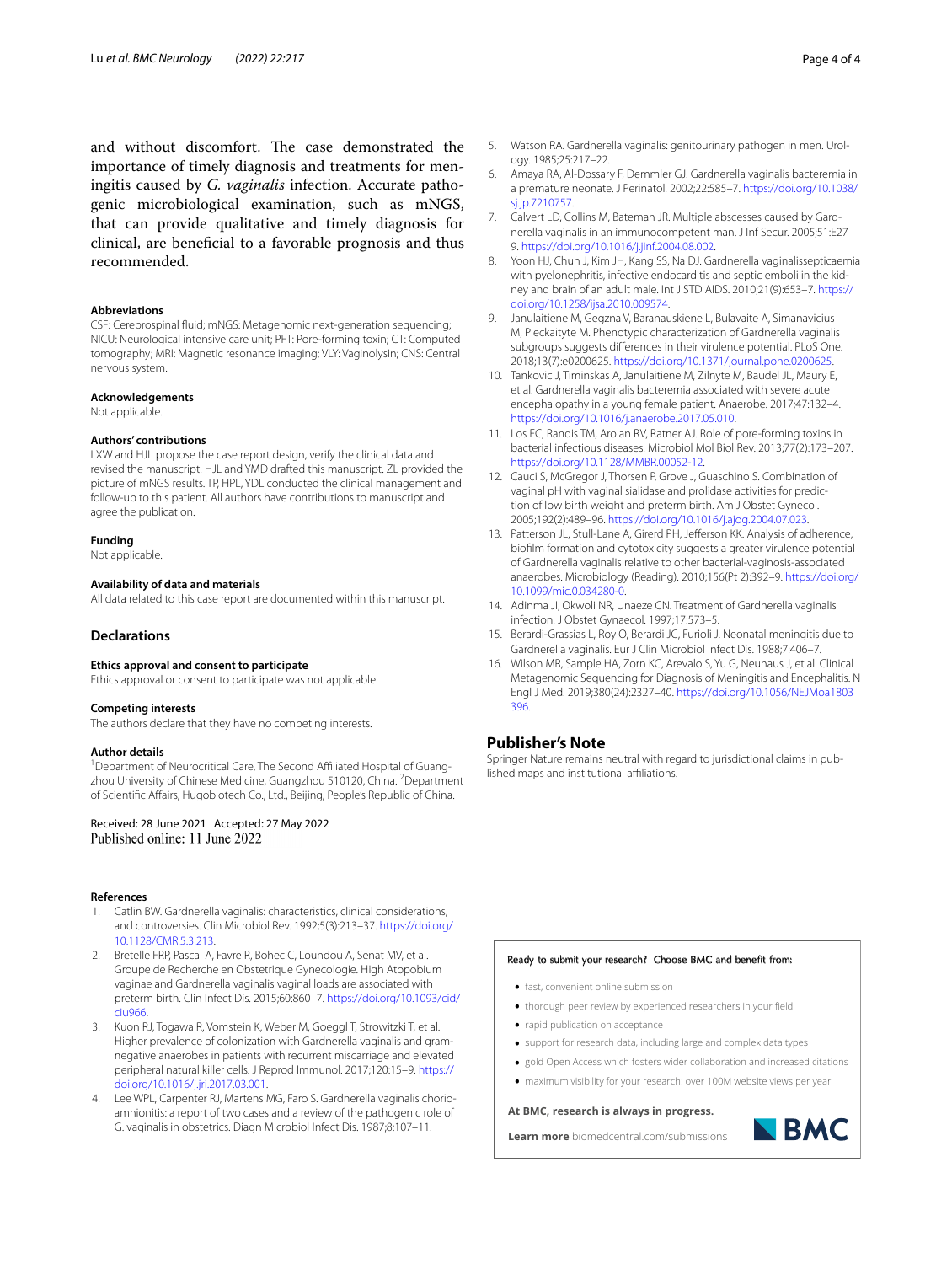and without discomfort. The case demonstrated the importance of timely diagnosis and treatments for meningitis caused by *G. vaginalis* infection. Accurate pathogenic microbiological examination, such as mNGS, that can provide qualitative and timely diagnosis for clinical, are beneficial to a favorable prognosis and thus recommended.

### Abbreviations

CSF: Cerebrospinal fluid; mNGS: Metagenomic next-generation sequencing; NICU: Neurological intensive care unit; PFT: Pore-forming toxin; CT: Computed tomography; MRI: Magnetic resonance imaging; VLY: Vaginolysin; CNS: Central nervous system.

### Acknowledgements

Not applicable.

### Authors' contributions

LXW and HJL propose the case report design, verify the clinical data and revised the manuscript. HJL and YMD drafted this manuscript. ZL provided the picture of mNGS results. TP, HPL, YDL conducted the clinical management and follow-up to this patient. All authors have contributions to manuscript and agree the publication.

### Funding

Not applicable.

### Availability of data and materials

All data related to this case report are documented within this manuscript.

## Declarations

### Ethics approval and consent to participate

Ethics approval or consent to participate was not applicable.

### Competing interests

The authors declare that they have no competing interests.

### Author details

[1]Department of Neurocritical Care, The Second Affiliated Hospital of Guangzhou University of Chinese Medicine, Guangzhou 510120, China. [2]Department of Scientific Affairs, Hugobiotech Co., Ltd., Beijing, People's Republic of China.

Received: 28 June 2021 Accepted: 27 May 2022
Published online: 11 June 2022

### References

1. Catlin BW. Gardnerella vaginalis: characteristics, clinical considerations, and controversies. Clin Microbiol Rev. 1992;5(3):213–37. https://doi.org/10.1128/CMR.5.3.213.
2. Bretelle FRP, Pascal A, Favre R, Bohec C, Loundou A, Senat MV, et al. Groupe de Recherche en Obstetrique Gynecologie. High Atopobium vaginae and Gardnerella vaginalis vaginal loads are associated with preterm birth. Clin Infect Dis. 2015;60:860–7. https://doi.org/10.1093/cid/ciu966.
3. Kuon RJ, Togawa R, Vomstein K, Weber M, Goeggl T, Strowitzki T, et al. Higher prevalence of colonization with Gardnerella vaginalis and gram-negative anaerobes in patients with recurrent miscarriage and elevated peripheral natural killer cells. J Reprod Immunol. 2017;120:15–9. https://doi.org/10.1016/j.jri.2017.03.001.
4. Lee WPL, Carpenter RJ, Martens MG, Faro S. Gardnerella vaginalis chorioamnionitis: a report of two cases and a review of the pathogenic role of G. vaginalis in obstetrics. Diagn Microbiol Infect Dis. 1987;8:107–11.
5. Watson RA. Gardnerella vaginalis: genitourinary pathogen in men. Urology. 1985;25:217–22.
6. Amaya RA, Al-Dossary F, Demmler GJ. Gardnerella vaginalis bacteremia in a premature neonate. J Perinatol. 2002;22:585–7. https://doi.org/10.1038/sj.jp.7210757.
7. Calvert LD, Collins M, Bateman JR. Multiple abscesses caused by Gardnerella vaginalis in an immunocompetent man. J Inf Secur. 2005;51:E27–9. https://doi.org/10.1016/j.jinf.2004.08.002.
8. Yoon HJ, Chun J, Kim JH, Kang SS, Na DJ. Gardnerella vaginalissepticaemia with pyelonephritis, infective endocarditis and septic emboli in the kidney and brain of an adult male. Int J STD AIDS. 2010;21(9):653–7. https://doi.org/10.1258/ijsa.2010.009574.
9. Janulaitiene M, Gegzna V, Baranauskiene L, Bulavaite A, Simanavicius M, Pleckaityte M. Phenotypic characterization of Gardnerella vaginalis subgroups suggests differences in their virulence potential. PLoS One. 2018;13(7):e0200625. https://doi.org/10.1371/journal.pone.0200625.
10. Tankovic J, Timinskas A, Janulaitiene M, Zilnyte M, Baudel JL, Maury E, et al. Gardnerella vaginalis bacteremia associated with severe acute encephalopathy in a young female patient. Anaerobe. 2017;47:132–4. https://doi.org/10.1016/j.anaerobe.2017.05.010.
11. Los FC, Randis TM, Aroian RV, Ratner AJ. Role of pore-forming toxins in bacterial infectious diseases. Microbiol Mol Biol Rev. 2013;77(2):173–207. https://doi.org/10.1128/MMBR.00052-12.
12. Cauci S, McGregor J, Thorsen P, Grove J, Guaschino S. Combination of vaginal pH with vaginal sialidase and prolidase activities for prediction of low birth weight and preterm birth. Am J Obstet Gynecol. 2005;192(2):489–96. https://doi.org/10.1016/j.ajog.2004.07.023.
13. Patterson JL, Stull-Lane A, Girerd PH, Jefferson KK. Analysis of adherence, biofilm formation and cytotoxicity suggests a greater virulence potential of Gardnerella vaginalis relative to other bacterial-vaginosis-associated anaerobes. Microbiology (Reading). 2010;156(Pt 2):392–9. https://doi.org/10.1099/mic.0.034280-0.
14. Adinma JI, Okwoli NR, Unaeze CN. Treatment of Gardnerella vaginalis infection. J Obstet Gynaecol. 1997;17:573–5.
15. Berardi-Grassias L, Roy O, Berardi JC, Furioli J. Neonatal meningitis due to Gardnerella vaginalis. Eur J Clin Microbiol Infect Dis. 1988;7:406–7.
16. Wilson MR, Sample HA, Zorn KC, Arevalo S, Yu G, Neuhaus J, et al. Clinical Metagenomic Sequencing for Diagnosis of Meningitis and Encephalitis. N Engl J Med. 2019;380(24):2327–40. https://doi.org/10.1056/NEJMoa1803396.

## Publisher's Note

Springer Nature remains neutral with regard to jurisdictional claims in published maps and institutional affiliations.

Ready to submit your research? Choose BMC and benefit from:

- fast, convenient online submission
- thorough peer review by experienced researchers in your field
- rapid publication on acceptance
- support for research data, including large and complex data types
- gold Open Access which fosters wider collaboration and increased citations
- maximum visibility for your research: over 100M website views per year

**At BMC, research is always in progress.**

**Learn more** biomedcentral.com/submissions